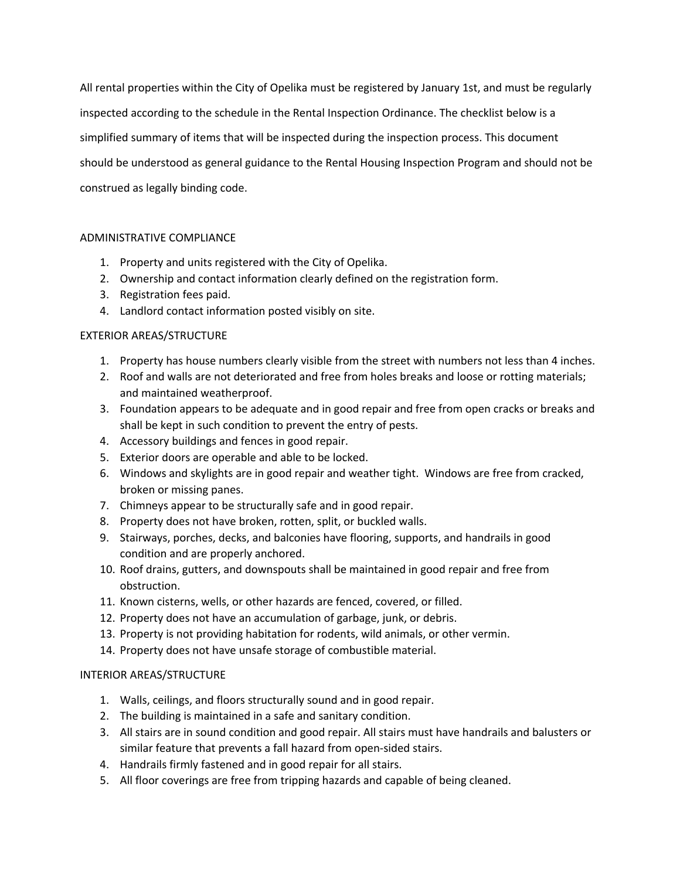All rental properties within the City of Opelika must be registered by January 1st, and must be regularly inspected according to the schedule in the Rental Inspection Ordinance. The checklist below is a simplified summary of items that will be inspected during the inspection process. This document should be understood as general guidance to the Rental Housing Inspection Program and should not be construed as legally binding code.

## ADMINISTRATIVE COMPLIANCE

1. Property and units registered with the City of Opelika.
2. Ownership and contact information clearly defined on the registration form.
3. Registration fees paid.
4. Landlord contact information posted visibly on site.

## EXTERIOR AREAS/STRUCTURE

1. Property has house numbers clearly visible from the street with numbers not less than 4 inches.
2. Roof and walls are not deteriorated and free from holes breaks and loose or rotting materials; and maintained weatherproof.
3. Foundation appears to be adequate and in good repair and free from open cracks or breaks and shall be kept in such condition to prevent the entry of pests.
4. Accessory buildings and fences in good repair.
5. Exterior doors are operable and able to be locked.
6. Windows and skylights are in good repair and weather tight. Windows are free from cracked, broken or missing panes.
7. Chimneys appear to be structurally safe and in good repair.
8. Property does not have broken, rotten, split, or buckled walls.
9. Stairways, porches, decks, and balconies have flooring, supports, and handrails in good condition and are properly anchored.
10. Roof drains, gutters, and downspouts shall be maintained in good repair and free from obstruction.
11. Known cisterns, wells, or other hazards are fenced, covered, or filled.
12. Property does not have an accumulation of garbage, junk, or debris.
13. Property is not providing habitation for rodents, wild animals, or other vermin.
14. Property does not have unsafe storage of combustible material.

## INTERIOR AREAS/STRUCTURE

1. Walls, ceilings, and floors structurally sound and in good repair.
2. The building is maintained in a safe and sanitary condition.
3. All stairs are in sound condition and good repair. All stairs must have handrails and balusters or similar feature that prevents a fall hazard from open-sided stairs.
4. Handrails firmly fastened and in good repair for all stairs.
5. All floor coverings are free from tripping hazards and capable of being cleaned.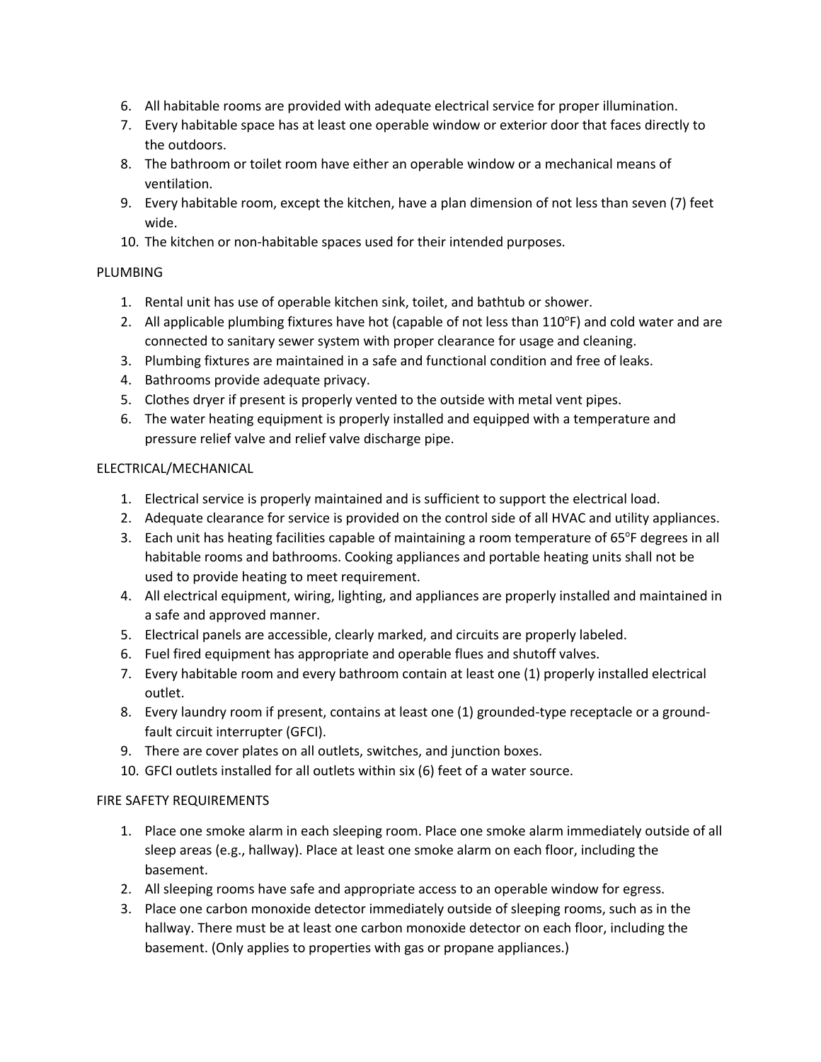6. All habitable rooms are provided with adequate electrical service for proper illumination.
7. Every habitable space has at least one operable window or exterior door that faces directly to the outdoors.
8. The bathroom or toilet room have either an operable window or a mechanical means of ventilation.
9. Every habitable room, except the kitchen, have a plan dimension of not less than seven (7) feet wide.
10. The kitchen or non-habitable spaces used for their intended purposes.

PLUMBING

1. Rental unit has use of operable kitchen sink, toilet, and bathtub or shower.
2. All applicable plumbing fixtures have hot (capable of not less than 110°F) and cold water and are connected to sanitary sewer system with proper clearance for usage and cleaning.
3. Plumbing fixtures are maintained in a safe and functional condition and free of leaks.
4. Bathrooms provide adequate privacy.
5. Clothes dryer if present is properly vented to the outside with metal vent pipes.
6. The water heating equipment is properly installed and equipped with a temperature and pressure relief valve and relief valve discharge pipe.

ELECTRICAL/MECHANICAL

1. Electrical service is properly maintained and is sufficient to support the electrical load.
2. Adequate clearance for service is provided on the control side of all HVAC and utility appliances.
3. Each unit has heating facilities capable of maintaining a room temperature of 65°F degrees in all habitable rooms and bathrooms. Cooking appliances and portable heating units shall not be used to provide heating to meet requirement.
4. All electrical equipment, wiring, lighting, and appliances are properly installed and maintained in a safe and approved manner.
5. Electrical panels are accessible, clearly marked, and circuits are properly labeled.
6. Fuel fired equipment has appropriate and operable flues and shutoff valves.
7. Every habitable room and every bathroom contain at least one (1) properly installed electrical outlet.
8. Every laundry room if present, contains at least one (1) grounded-type receptacle or a ground-fault circuit interrupter (GFCI).
9. There are cover plates on all outlets, switches, and junction boxes.
10. GFCI outlets installed for all outlets within six (6) feet of a water source.

FIRE SAFETY REQUIREMENTS

1. Place one smoke alarm in each sleeping room. Place one smoke alarm immediately outside of all sleep areas (e.g., hallway). Place at least one smoke alarm on each floor, including the basement.
2. All sleeping rooms have safe and appropriate access to an operable window for egress.
3. Place one carbon monoxide detector immediately outside of sleeping rooms, such as in the hallway. There must be at least one carbon monoxide detector on each floor, including the basement. (Only applies to properties with gas or propane appliances.)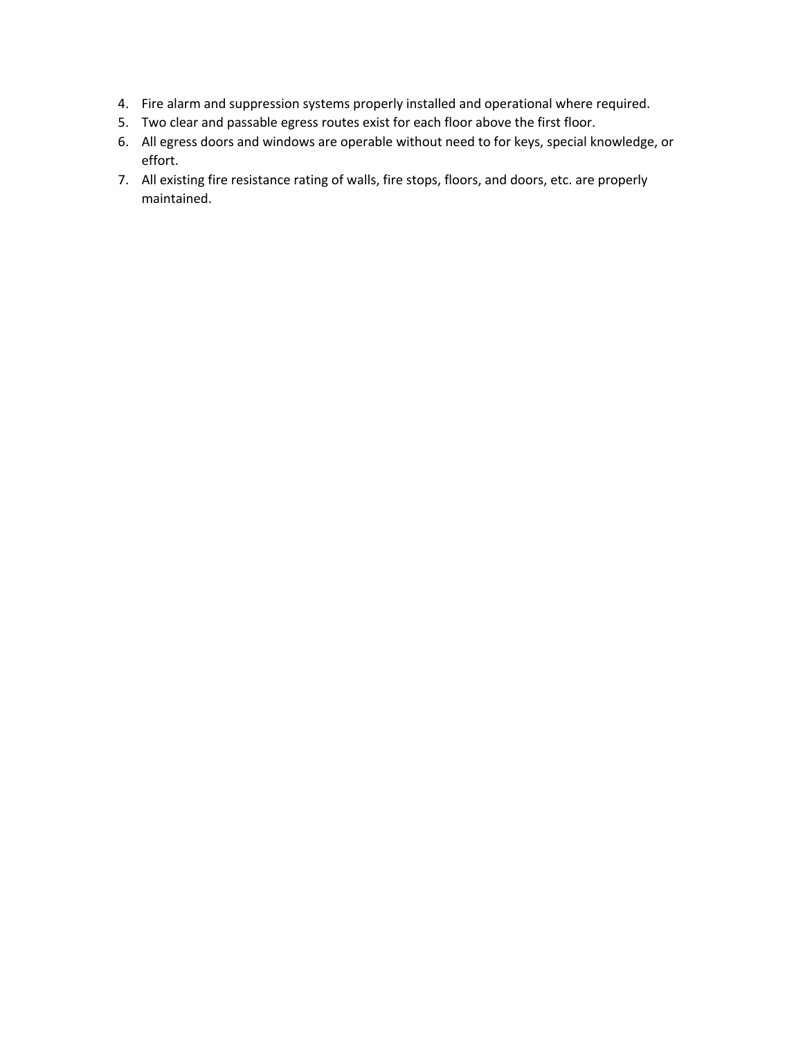4. Fire alarm and suppression systems properly installed and operational where required.
5. Two clear and passable egress routes exist for each floor above the first floor.
6. All egress doors and windows are operable without need to for keys, special knowledge, or effort.
7. All existing fire resistance rating of walls, fire stops, floors, and doors, etc. are properly maintained.